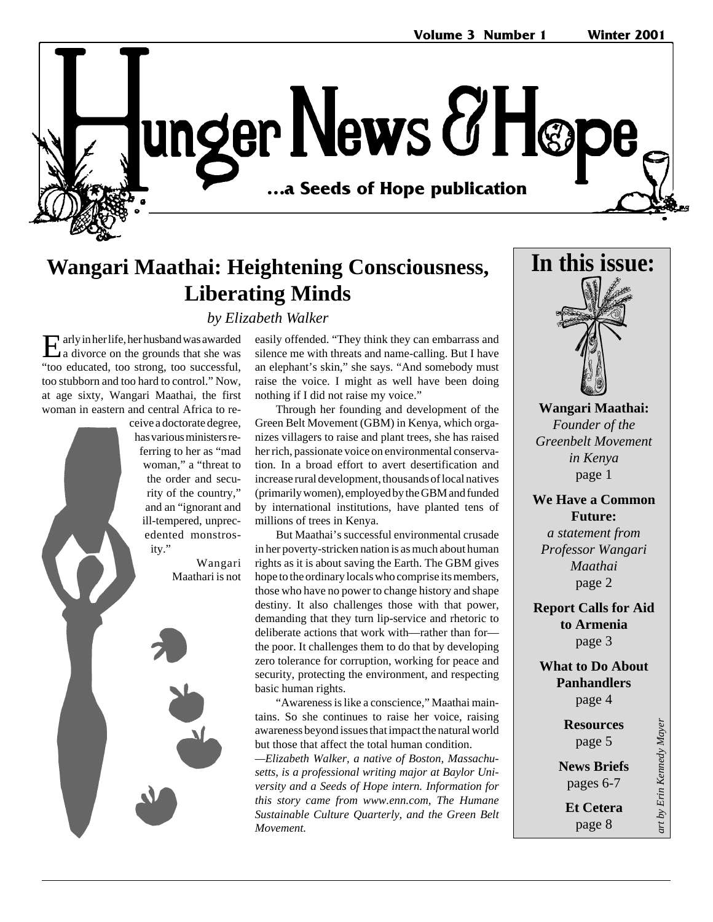# Hunger News & Hope

**...a Seeds of Hope publication**

**Volume 3 Number 1 Winter 2001**

## Wangari Maathai: Heightening Consciousness, Liberating Minds

*by Elizabeth Walker*

Early in her life, her husband was awarded a divorce on the grounds that she was "too educated, too strong, too successful, too stubborn and too hard to control." Now, at age sixty, Wangari Maathai, the first woman in eastern and central Africa to receive a doctorate degree, has various ministers referring to her as "mad woman," a "threat to the order and security of the country," and an "ignorant and ill-tempered, unprecedented monstrosity."

Wangari Maathari is not easily offended. "They think they can embarrass and silence me with threats and name-calling. But I have an elephant's skin," she says. "And somebody must raise the voice. I might as well have been doing nothing if I did not raise my voice."

Through her founding and development of the Green Belt Movement (GBM) in Kenya, which organizes villagers to raise and plant trees, she has raised her rich, passionate voice on environmental conservation. In a broad effort to avert desertification and increase rural development, thousands of local natives (primarily women), employed by the GBM and funded by international institutions, have planted tens of millions of trees in Kenya.

But Maathai's successful environmental crusade in her poverty-stricken nation is as much about human rights as it is about saving the Earth. The GBM gives hope to the ordinary locals who comprise its members, those who have no power to change history and shape destiny. It also challenges those with that power, demanding that they turn lip-service and rhetoric to deliberate actions that work with—rather than for—the poor. It challenges them to do that by developing zero tolerance for corruption, working for peace and security, protecting the environment, and respecting basic human rights.

"Awareness is like a conscience," Maathai maintains. So she continues to raise her voice, raising awareness beyond issues that impact the natural world but those that affect the total human condition.

*—Elizabeth Walker, a native of Boston, Massachusetts, is a professional writing major at Baylor University and a Seeds of Hope intern. Information for this story came from www.enn.com, The Humane Sustainable Culture Quarterly, and the Green Belt Movement.*

## In this issue:

**Wangari Maathai:** *Founder of the Greenbelt Movement in Kenya* page 1

**We Have a Common Future:** *a statement from Professor Wangari Maathai* page 2

**Report Calls for Aid to Armenia** page 3

**What to Do About Panhandlers** page 4

**Resources** page 5

**News Briefs** pages 6-7

**Et Cetera** page 8

*art by Erin Kennedy Mayer*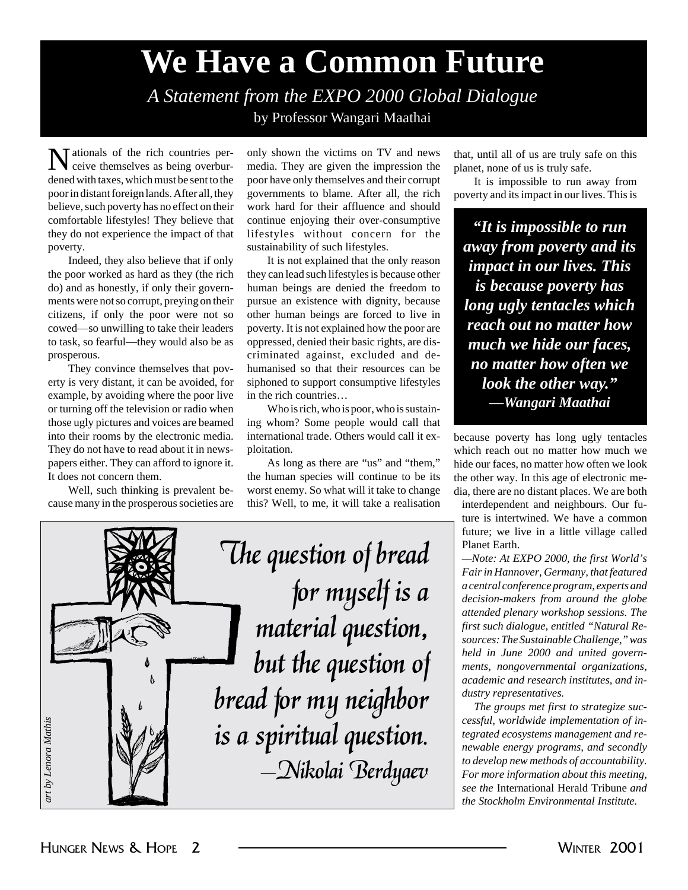# We Have a Common Future

*A Statement from the EXPO 2000 Global Dialogue*

by Professor Wangari Maathai

Nationals of the rich countries perceive themselves as being overburdened with taxes, which must be sent to the poor in distant foreign lands. After all, they believe, such poverty has no effect on their comfortable lifestyles! They believe that they do not experience the impact of that poverty.

Indeed, they also believe that if only the poor worked as hard as they (the rich do) and as honestly, if only their governments were not so corrupt, preying on their citizens, if only the poor were not so cowed—so unwilling to take their leaders to task, so fearful—they would also be as prosperous.

They convince themselves that poverty is very distant, it can be avoided, for example, by avoiding where the poor live or turning off the television or radio when those ugly pictures and voices are beamed into their rooms by the electronic media. They do not have to read about it in newspapers either. They can afford to ignore it. It does not concern them.

Well, such thinking is prevalent because many in the prosperous societies are only shown the victims on TV and news media. They are given the impression the poor have only themselves and their corrupt governments to blame. After all, the rich work hard for their affluence and should continue enjoying their over-consumptive lifestyles without concern for the sustainability of such lifestyles.

It is not explained that the only reason they can lead such lifestyles is because other human beings are denied the freedom to pursue an existence with dignity, because other human beings are forced to live in poverty. It is not explained how the poor are oppressed, denied their basic rights, are discriminated against, excluded and dehumanised so that their resources can be siphoned to support consumptive lifestyles in the rich countries…

Who is rich, who is poor, who is sustaining whom? Some people would call that international trade. Others would call it exploitation.

As long as there are "us" and "them," the human species will continue to be its worst enemy. So what will it take to change this? Well, to me, it will take a realisation that, until all of us are truly safe on this planet, none of us is truly safe.

It is impossible to run away from poverty and its impact in our lives. This is because poverty has long ugly tentacles which reach out no matter how much we hide our faces, no matter how often we look the other way. In this age of electronic media, there are no distant places. We are both interdependent and neighbours. Our future is intertwined. We have a common future; we live in a little village called Planet Earth.

> ***"It is impossible to run away from poverty and its impact in our lives. This is because poverty has long ugly tentacles which reach out no matter how much we hide our faces, no matter how often we look the other way."***
> ***—Wangari Maathai***

*—Note: At EXPO 2000, the first World's Fair in Hannover, Germany, that featured a central conference program, experts and decision-makers from around the globe attended plenary workshop sessions. The first such dialogue, entitled "Natural Resources: The Sustainable Challenge," was held in June 2000 and united governments, nongovernmental organizations, academic and research institutes, and industry representatives.*

*The groups met first to strategize successful, worldwide implementation of integrated ecosystems management and renewable energy programs, and secondly to develop new methods of accountability. For more information about this meeting, see the* International Herald Tribune *and the Stockholm Environmental Institute.*

> *The question of bread for myself is a material question, but the question of bread for my neighbor is a spiritual question.*
> *—Nikolai Berdyaev*

*art by Lenora Mathis*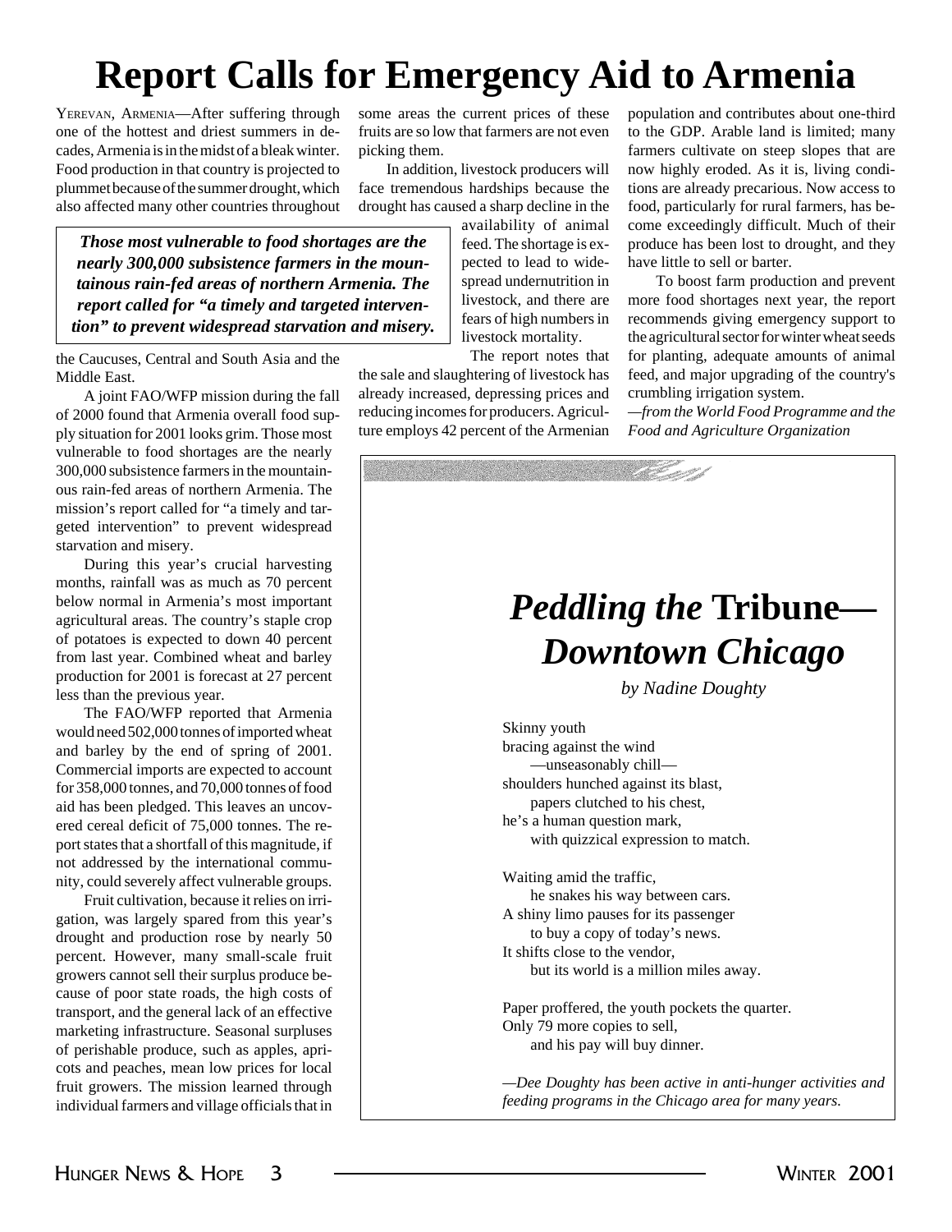# Report Calls for Emergency Aid to Armenia

YEREVAN, ARMENIA—After suffering through one of the hottest and driest summers in decades, Armenia is in the midst of a bleak winter. Food production in that country is projected to plummet because of the summer drought, which also affected many other countries throughout the Caucuses, Central and South Asia and the Middle East.

> ***Those most vulnerable to food shortages are the nearly 300,000 subsistence farmers in the mountainous rain-fed areas of northern Armenia. The report called for "a timely and targeted intervention" to prevent widespread starvation and misery.***

A joint FAO/WFP mission during the fall of 2000 found that Armenia overall food supply situation for 2001 looks grim. Those most vulnerable to food shortages are the nearly 300,000 subsistence farmers in the mountainous rain-fed areas of northern Armenia. The mission's report called for "a timely and targeted intervention" to prevent widespread starvation and misery.

During this year's crucial harvesting months, rainfall was as much as 70 percent below normal in Armenia's most important agricultural areas. The country's staple crop of potatoes is expected to down 40 percent from last year. Combined wheat and barley production for 2001 is forecast at 27 percent less than the previous year.

The FAO/WFP reported that Armenia would need 502,000 tonnes of imported wheat and barley by the end of spring of 2001. Commercial imports are expected to account for 358,000 tonnes, and 70,000 tonnes of food aid has been pledged. This leaves an uncovered cereal deficit of 75,000 tonnes. The report states that a shortfall of this magnitude, if not addressed by the international community, could severely affect vulnerable groups.

Fruit cultivation, because it relies on irrigation, was largely spared from this year's drought and production rose by nearly 50 percent. However, many small-scale fruit growers cannot sell their surplus produce because of poor state roads, the high costs of transport, and the general lack of an effective marketing infrastructure. Seasonal surpluses of perishable produce, such as apples, apricots and peaches, mean low prices for local fruit growers. The mission learned through individual farmers and village officials that in some areas the current prices of these fruits are so low that farmers are not even picking them.

In addition, livestock producers will face tremendous hardships because the drought has caused a sharp decline in the availability of animal feed. The shortage is expected to lead to widespread undernutrition in livestock, and there are fears of high numbers in livestock mortality.

The report notes that the sale and slaughtering of livestock has already increased, depressing prices and reducing incomes for producers. Agriculture employs 42 percent of the Armenian population and contributes about one-third to the GDP. Arable land is limited; many farmers cultivate on steep slopes that are now highly eroded. As it is, living conditions are already precarious. Now access to food, particularly for rural farmers, has become exceedingly difficult. Much of their produce has been lost to drought, and they have little to sell or barter.

To boost farm production and prevent more food shortages next year, the report recommends giving emergency support to the agricultural sector for winter wheat seeds for planting, adequate amounts of animal feed, and major upgrading of the country's crumbling irrigation system.

*—from the World Food Programme and the Food and Agriculture Organization*

## *Peddling the* Tribune*—Downtown Chicago*

*by Nadine Doughty*

Skinny youth  
bracing against the wind  
    —unseasonably chill—  
shoulders hunched against its blast,  
    papers clutched to his chest,  
he's a human question mark,  
    with quizzical expression to match.

Waiting amid the traffic,  
    he snakes his way between cars.  
A shiny limo pauses for its passenger  
    to buy a copy of today's news.  
It shifts close to the vendor,  
    but its world is a million miles away.

Paper proffered, the youth pockets the quarter.  
Only 79 more copies to sell,  
    and his pay will buy dinner.

*—Dee Doughty has been active in anti-hunger activities and feeding programs in the Chicago area for many years.*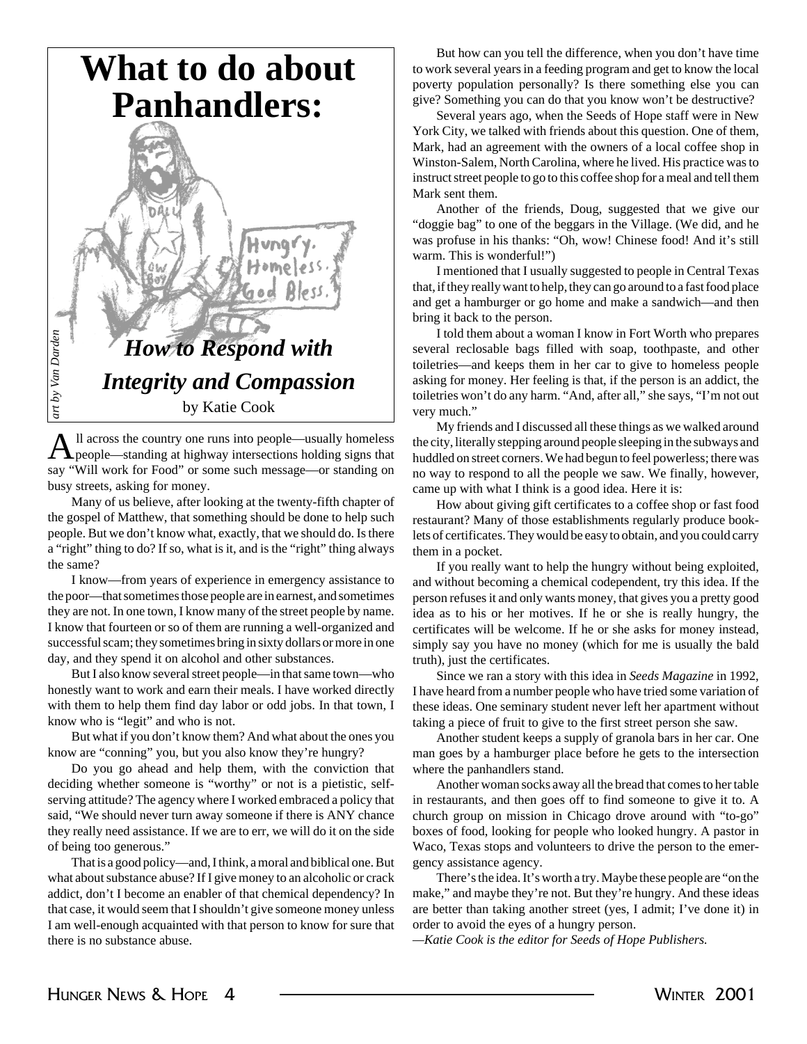# What to do about Panhandlers:

## *How to Respond with Integrity and Compassion*

by Katie Cook

*art by Van Darden*

All across the country one runs into people—usually homeless people—standing at highway intersections holding signs that say "Will work for Food" or some such message—or standing on busy streets, asking for money.

Many of us believe, after looking at the twenty-fifth chapter of the gospel of Matthew, that something should be done to help such people. But we don't know what, exactly, that we should do. Is there a "right" thing to do? If so, what is it, and is the "right" thing always the same?

I know—from years of experience in emergency assistance to the poor—that sometimes those people are in earnest, and sometimes they are not. In one town, I know many of the street people by name. I know that fourteen or so of them are running a well-organized and successful scam; they sometimes bring in sixty dollars or more in one day, and they spend it on alcohol and other substances.

But I also know several street people—in that same town—who honestly want to work and earn their meals. I have worked directly with them to help them find day labor or odd jobs. In that town, I know who is "legit" and who is not.

But what if you don't know them? And what about the ones you know are "conning" you, but you also know they're hungry?

Do you go ahead and help them, with the conviction that deciding whether someone is "worthy" or not is a pietistic, self-serving attitude? The agency where I worked embraced a policy that said, "We should never turn away someone if there is ANY chance they really need assistance. If we are to err, we will do it on the side of being too generous."

That is a good policy—and, I think, a moral and biblical one. But what about substance abuse? If I give money to an alcoholic or crack addict, don't I become an enabler of that chemical dependency? In that case, it would seem that I shouldn't give someone money unless I am well-enough acquainted with that person to know for sure that there is no substance abuse.

But how can you tell the difference, when you don't have time to work several years in a feeding program and get to know the local poverty population personally? Is there something else you can give? Something you can do that you know won't be destructive?

Several years ago, when the Seeds of Hope staff were in New York City, we talked with friends about this question. One of them, Mark, had an agreement with the owners of a local coffee shop in Winston-Salem, North Carolina, where he lived. His practice was to instruct street people to go to this coffee shop for a meal and tell them Mark sent them.

Another of the friends, Doug, suggested that we give our "doggie bag" to one of the beggars in the Village. (We did, and he was profuse in his thanks: "Oh, wow! Chinese food! And it's still warm. This is wonderful!")

I mentioned that I usually suggested to people in Central Texas that, if they really want to help, they can go around to a fast food place and get a hamburger or go home and make a sandwich—and then bring it back to the person.

I told them about a woman I know in Fort Worth who prepares several reclosable bags filled with soap, toothpaste, and other toiletries—and keeps them in her car to give to homeless people asking for money. Her feeling is that, if the person is an addict, the toiletries won't do any harm. "And, after all," she says, "I'm not out very much."

My friends and I discussed all these things as we walked around the city, literally stepping around people sleeping in the subways and huddled on street corners. We had begun to feel powerless; there was no way to respond to all the people we saw. We finally, however, came up with what I think is a good idea. Here it is:

How about giving gift certificates to a coffee shop or fast food restaurant? Many of those establishments regularly produce booklets of certificates. They would be easy to obtain, and you could carry them in a pocket.

If you really want to help the hungry without being exploited, and without becoming a chemical codependent, try this idea. If the person refuses it and only wants money, that gives you a pretty good idea as to his or her motives. If he or she is really hungry, the certificates will be welcome. If he or she asks for money instead, simply say you have no money (which for me is usually the bald truth), just the certificates.

Since we ran a story with this idea in *Seeds Magazine* in 1992, I have heard from a number people who have tried some variation of these ideas. One seminary student never left her apartment without taking a piece of fruit to give to the first street person she saw.

Another student keeps a supply of granola bars in her car. One man goes by a hamburger place before he gets to the intersection where the panhandlers stand.

Another woman socks away all the bread that comes to her table in restaurants, and then goes off to find someone to give it to. A church group on mission in Chicago drove around with "to-go" boxes of food, looking for people who looked hungry. A pastor in Waco, Texas stops and volunteers to drive the person to the emergency assistance agency.

There's the idea. It's worth a try. Maybe these people are "on the make," and maybe they're not. But they're hungry. And these ideas are better than taking another street (yes, I admit; I've done it) in order to avoid the eyes of a hungry person.

—*Katie Cook is the editor for Seeds of Hope Publishers.*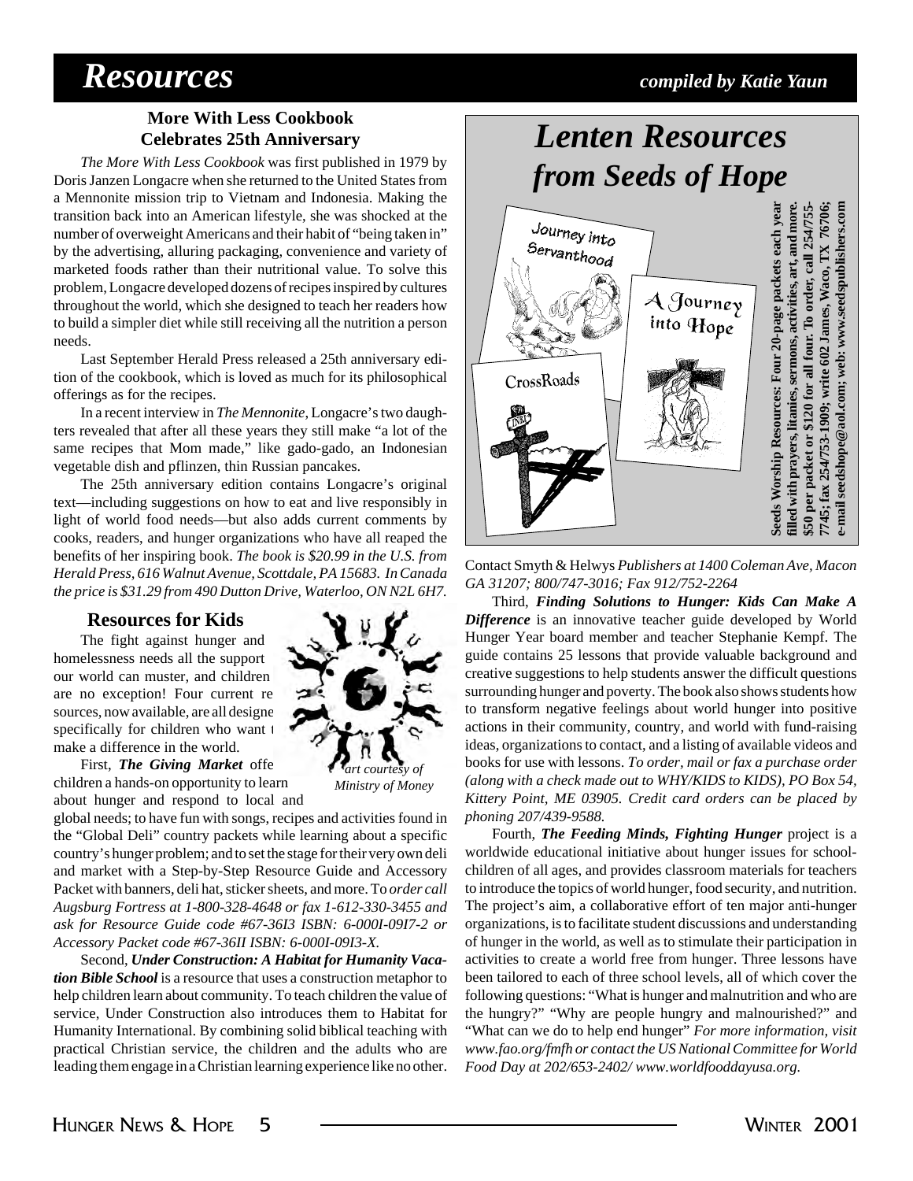# Resources

*compiled by Katie Yaun*

### More With Less Cookbook Celebrates 25th Anniversary

*The More With Less Cookbook* was first published in 1979 by Doris Janzen Longacre when she returned to the United States from a Mennonite mission trip to Vietnam and Indonesia. Making the transition back into an American lifestyle, she was shocked at the number of overweight Americans and their habit of "being taken in" by the advertising, alluring packaging, convenience and variety of marketed foods rather than their nutritional value. To solve this problem, Longacre developed dozens of recipes inspired by cultures throughout the world, which she designed to teach her readers how to build a simpler diet while still receiving all the nutrition a person needs.

Last September Herald Press released a 25th anniversary edition of the cookbook, which is loved as much for its philosophical offerings as for the recipes.

In a recent interview in *The Mennonite*, Longacre's two daughters revealed that after all these years they still make "a lot of the same recipes that Mom made," like gado-gado, an Indonesian vegetable dish and pflinzen, thin Russian pancakes.

The 25th anniversary edition contains Longacre's original text—including suggestions on how to eat and live responsibly in light of world food needs—but also adds current comments by cooks, readers, and hunger organizations who have all reaped the benefits of her inspiring book. *The book is $20.99 in the U.S. from Herald Press, 616 Walnut Avenue, Scottdale, PA 15683. In Canada the price is $31.29 from 490 Dutton Drive, Waterloo, ON N2L 6H7.*

### Resources for Kids

The fight against hunger and homelessness needs all the support our world can muster, and children are no exception! Four current resources, now available, are all designed specifically for children who want to make a difference in the world.

*art courtesy of Ministry of Money*

First, ***The Giving Market*** offers children a hands-on opportunity to learn about hunger and respond to local and global needs; to have fun with songs, recipes and activities found in the "Global Deli" country packets while learning about a specific country's hunger problem; and to set the stage for their very own deli and market with a Step-by-Step Resource Guide and Accessory Packet with banners, deli hat, sticker sheets, and more. To *order call Augsburg Fortress at 1-800-328-4648 or fax 1-612-330-3455 and ask for Resource Guide code #67-36I3 ISBN: 6-000I-09I7-2 or Accessory Packet code #67-36II ISBN: 6-000I-09I3-X.*

Second, ***Under Construction: A Habitat for Humanity Vacation Bible School*** is a resource that uses a construction metaphor to help children learn about community. To teach children the value of service, Under Construction also introduces them to Habitat for Humanity International. By combining solid biblical teaching with practical Christian service, the children and the adults who are leading them engage in a Christian learning experience like no other. Contact Smyth & Helwys *Publishers at 1400 Coleman Ave, Macon GA 31207; 800/747-3016; Fax 912/752-2264*

Third, ***Finding Solutions to Hunger: Kids Can Make A Difference*** is an innovative teacher guide developed by World Hunger Year board member and teacher Stephanie Kempf. The guide contains 25 lessons that provide valuable background and creative suggestions to help students answer the difficult questions surrounding hunger and poverty. The book also shows students how to transform negative feelings about world hunger into positive actions in their community, country, and world with fund-raising ideas, organizations to contact, and a listing of available videos and books for use with lessons. *To order, mail or fax a purchase order (along with a check made out to WHY/KIDS to KIDS), PO Box 54, Kittery Point, ME 03905. Credit card orders can be placed by phoning 207/439-9588.*

Fourth, ***The Feeding Minds, Fighting Hunger*** project is a worldwide educational initiative about hunger issues for schoolchildren of all ages, and provides classroom materials for teachers to introduce the topics of world hunger, food security, and nutrition. The project's aim, a collaborative effort of ten major anti-hunger organizations, is to facilitate student discussions and understanding of hunger in the world, as well as to stimulate their participation in activities to create a world free from hunger. Three lessons have been tailored to each of three school levels, all of which cover the following questions: "What is hunger and malnutrition and who are the hungry?" "Why are people hungry and malnourished?" and "What can we do to help end hunger" *For more information, visit www.fao.org/fmfh or contact the US National Committee for World Food Day at 202/653-2402/ www.worldfooddayusa.org.*

## *Lenten Resources from Seeds of Hope*

Journey into Servanthood

A Journey into Hope

CrossRoads

**Seeds Worship Resources: Four 20-page packets each year filled with prayers, litanies, sermons, activities, art, and more. $50 per packet or $120 for all four. To order, call 254/755-7745; fax 254/753-1909; write 602 James, Waco, TX 76706; e-mail seedshope@aol.com; web: www.seedspublishers.com**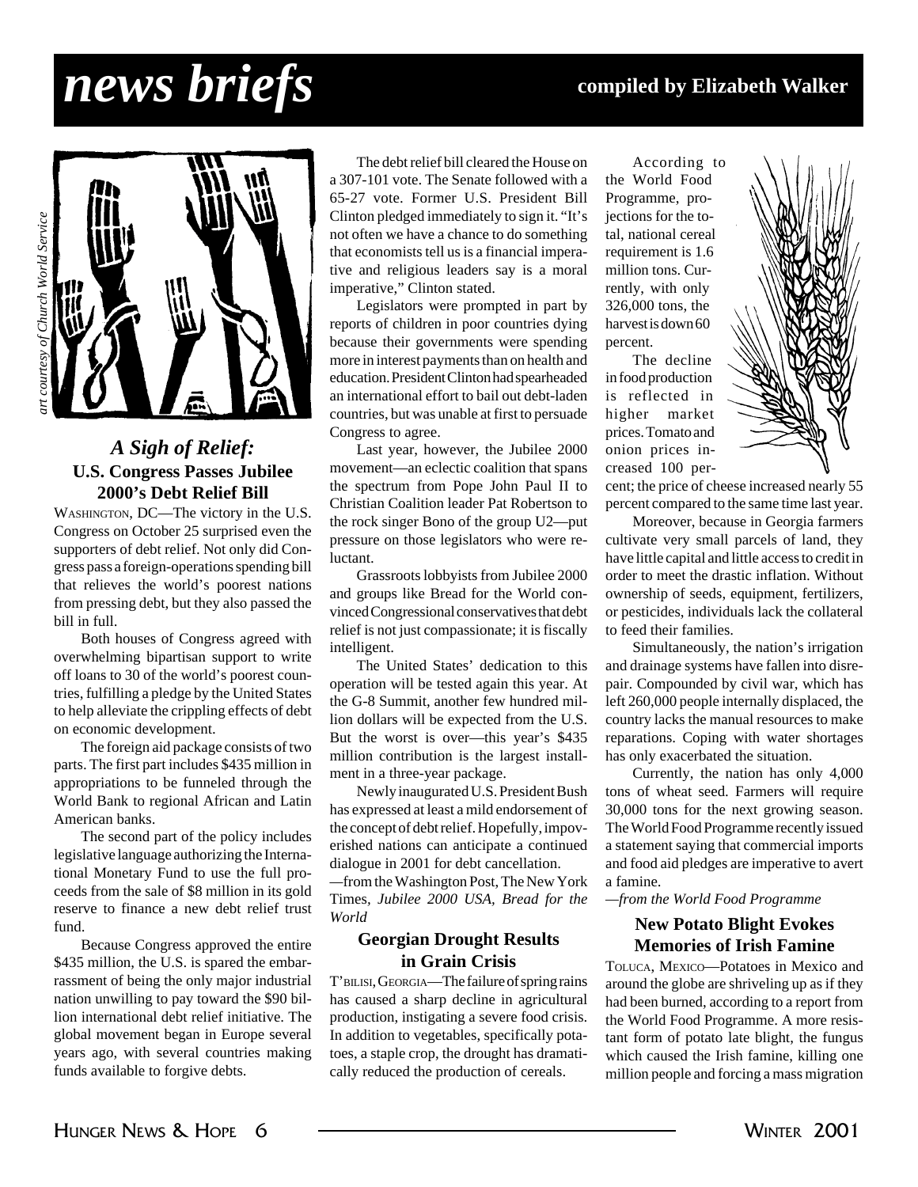# news briefs

**compiled by Elizabeth Walker**

*art courtesy of Church World Service*

### *A Sigh of Relief:* U.S. Congress Passes Jubilee 2000's Debt Relief Bill

WASHINGTON, DC—The victory in the U.S. Congress on October 25 surprised even the supporters of debt relief. Not only did Congress pass a foreign-operations spending bill that relieves the world's poorest nations from pressing debt, but they also passed the bill in full.

Both houses of Congress agreed with overwhelming bipartisan support to write off loans to 30 of the world's poorest countries, fulfilling a pledge by the United States to help alleviate the crippling effects of debt on economic development.

The foreign aid package consists of two parts. The first part includes $435 million in appropriations to be funneled through the World Bank to regional African and Latin American banks.

The second part of the policy includes legislative language authorizing the International Monetary Fund to use the full proceeds from the sale of $8 million in its gold reserve to finance a new debt relief trust fund.

Because Congress approved the entire $435 million, the U.S. is spared the embarrassment of being the only major industrial nation unwilling to pay toward the $90 billion international debt relief initiative. The global movement began in Europe several years ago, with several countries making funds available to forgive debts.

The debt relief bill cleared the House on a 307-101 vote. The Senate followed with a 65-27 vote. Former U.S. President Bill Clinton pledged immediately to sign it. "It's not often we have a chance to do something that economists tell us is a financial imperative and religious leaders say is a moral imperative," Clinton stated.

Legislators were prompted in part by reports of children in poor countries dying because their governments were spending more in interest payments than on health and education. President Clinton had spearheaded an international effort to bail out debt-laden countries, but was unable at first to persuade Congress to agree.

Last year, however, the Jubilee 2000 movement—an eclectic coalition that spans the spectrum from Pope John Paul II to Christian Coalition leader Pat Robertson to the rock singer Bono of the group U2—put pressure on those legislators who were reluctant.

Grassroots lobbyists from Jubilee 2000 and groups like Bread for the World convinced Congressional conservatives that debt relief is not just compassionate; it is fiscally intelligent.

The United States' dedication to this operation will be tested again this year. At the G-8 Summit, another few hundred million dollars will be expected from the U.S. But the worst is over—this year's $435 million contribution is the largest installment in a three-year package.

Newly inaugurated U.S. President Bush has expressed at least a mild endorsement of the concept of debt relief. Hopefully, impoverished nations can anticipate a continued dialogue in 2001 for debt cancellation.

—from the Washington Post, The New York Times, *Jubilee 2000 USA, Bread for the World*

### Georgian Drought Results in Grain Crisis

T'BILISI, GEORGIA—The failure of spring rains has caused a sharp decline in agricultural production, instigating a severe food crisis. In addition to vegetables, specifically potatoes, a staple crop, the drought has dramatically reduced the production of cereals.

According to the World Food Programme, projections for the total, national cereal requirement is 1.6 million tons. Currently, with only 326,000 tons, the harvest is down 60 percent.

The decline in food production is reflected in higher market prices. Tomato and onion prices increased 100 percent; the price of cheese increased nearly 55 percent compared to the same time last year.

Moreover, because in Georgia farmers cultivate very small parcels of land, they have little capital and little access to credit in order to meet the drastic inflation. Without ownership of seeds, equipment, fertilizers, or pesticides, individuals lack the collateral to feed their families.

Simultaneously, the nation's irrigation and drainage systems have fallen into disrepair. Compounded by civil war, which has left 260,000 people internally displaced, the country lacks the manual resources to make reparations. Coping with water shortages has only exacerbated the situation.

Currently, the nation has only 4,000 tons of wheat seed. Farmers will require 30,000 tons for the next growing season. The World Food Programme recently issued a statement saying that commercial imports and food aid pledges are imperative to avert a famine.

*—from the World Food Programme*

### New Potato Blight Evokes Memories of Irish Famine

TOLUCA, MEXICO—Potatoes in Mexico and around the globe are shriveling up as if they had been burned, according to a report from the World Food Programme. A more resistant form of potato late blight, the fungus which caused the Irish famine, killing one million people and forcing a mass migration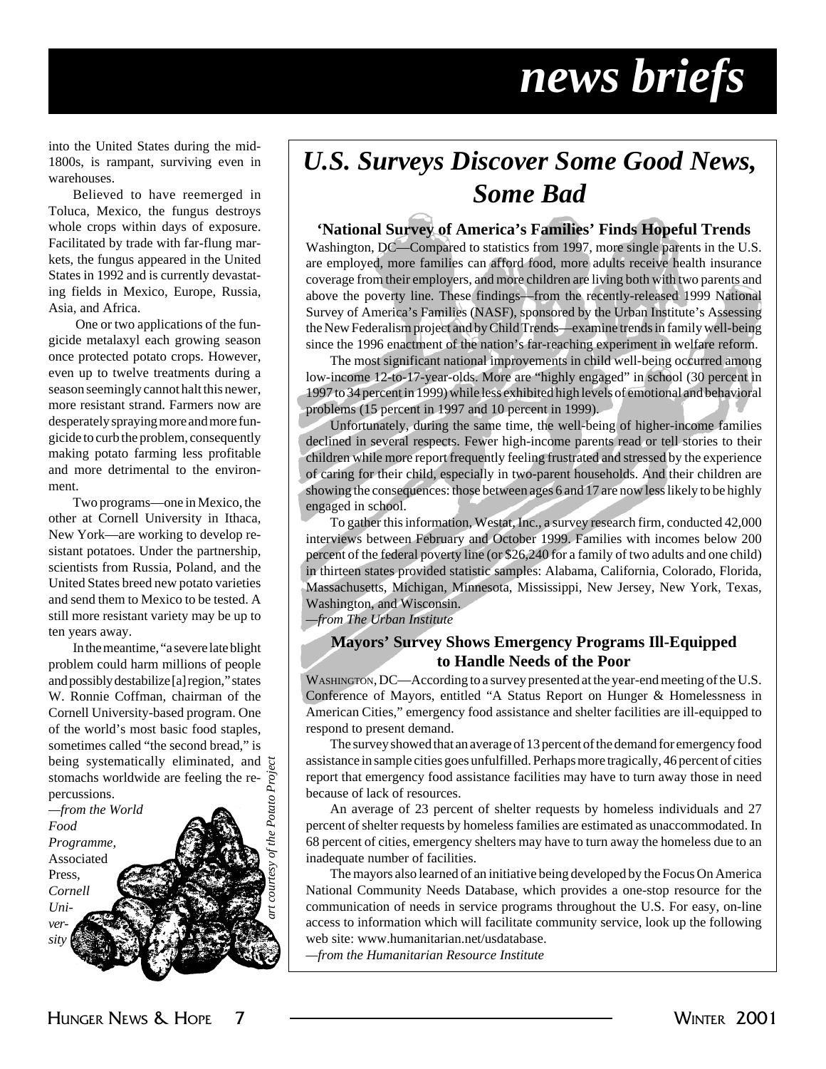# news briefs

into the United States during the mid-1800s, is rampant, surviving even in warehouses.

Believed to have reemerged in Toluca, Mexico, the fungus destroys whole crops within days of exposure. Facilitated by trade with far-flung markets, the fungus appeared in the United States in 1992 and is currently devastating fields in Mexico, Europe, Russia, Asia, and Africa.

One or two applications of the fungicide metalaxyl each growing season once protected potato crops. However, even up to twelve treatments during a season seemingly cannot halt this newer, more resistant strand. Farmers now are desperately spraying more and more fungicide to curb the problem, consequently making potato farming less profitable and more detrimental to the environment.

Two programs—one in Mexico, the other at Cornell University in Ithaca, New York—are working to develop resistant potatoes. Under the partnership, scientists from Russia, Poland, and the United States breed new potato varieties and send them to Mexico to be tested. A still more resistant variety may be up to ten years away.

In the meantime, "a severe late blight problem could harm millions of people and possibly destabilize [a] region," states W. Ronnie Coffman, chairman of the Cornell University-based program. One of the world's most basic food staples, sometimes called "the second bread," is being systematically eliminated, and stomachs worldwide are feeling the repercussions.

*—from the World Food Programme,* Associated Press, *Cornell University*

*art courtesy of the Potato Project*

## U.S. Surveys Discover Some Good News, Some Bad

### 'National Survey of America's Families' Finds Hopeful Trends

Washington, DC—Compared to statistics from 1997, more single parents in the U.S. are employed, more families can afford food, more adults receive health insurance coverage from their employers, and more children are living both with two parents and above the poverty line. These findings—from the recently-released 1999 National Survey of America's Families (NASF), sponsored by the Urban Institute's Assessing the New Federalism project and by Child Trends—examine trends in family well-being since the 1996 enactment of the nation's far-reaching experiment in welfare reform.

The most significant national improvements in child well-being occurred among low-income 12-to-17-year-olds. More are "highly engaged" in school (30 percent in 1997 to 34 percent in 1999) while less exhibited high levels of emotional and behavioral problems (15 percent in 1997 and 10 percent in 1999).

Unfortunately, during the same time, the well-being of higher-income families declined in several respects. Fewer high-income parents read or tell stories to their children while more report frequently feeling frustrated and stressed by the experience of caring for their child, especially in two-parent households. And their children are showing the consequences: those between ages 6 and 17 are now less likely to be highly engaged in school.

To gather this information, Westat, Inc., a survey research firm, conducted 42,000 interviews between February and October 1999. Families with incomes below 200 percent of the federal poverty line (or $26,240 for a family of two adults and one child) in thirteen states provided statistic samples: Alabama, California, Colorado, Florida, Massachusetts, Michigan, Minnesota, Mississippi, New Jersey, New York, Texas, Washington, and Wisconsin.

*—from The Urban Institute*

### Mayors' Survey Shows Emergency Programs Ill-Equipped to Handle Needs of the Poor

WASHINGTON, DC—According to a survey presented at the year-end meeting of the U.S. Conference of Mayors, entitled "A Status Report on Hunger & Homelessness in American Cities," emergency food assistance and shelter facilities are ill-equipped to respond to present demand.

The survey showed that an average of 13 percent of the demand for emergency food assistance in sample cities goes unfulfilled. Perhaps more tragically, 46 percent of cities report that emergency food assistance facilities may have to turn away those in need because of lack of resources.

An average of 23 percent of shelter requests by homeless individuals and 27 percent of shelter requests by homeless families are estimated as unaccommodated. In 68 percent of cities, emergency shelters may have to turn away the homeless due to an inadequate number of facilities.

The mayors also learned of an initiative being developed by the Focus On America National Community Needs Database, which provides a one-stop resource for the communication of needs in service programs throughout the U.S. For easy, on-line access to information which will facilitate community service, look up the following web site: www.humanitarian.net/usdatabase.

*—from the Humanitarian Resource Institute*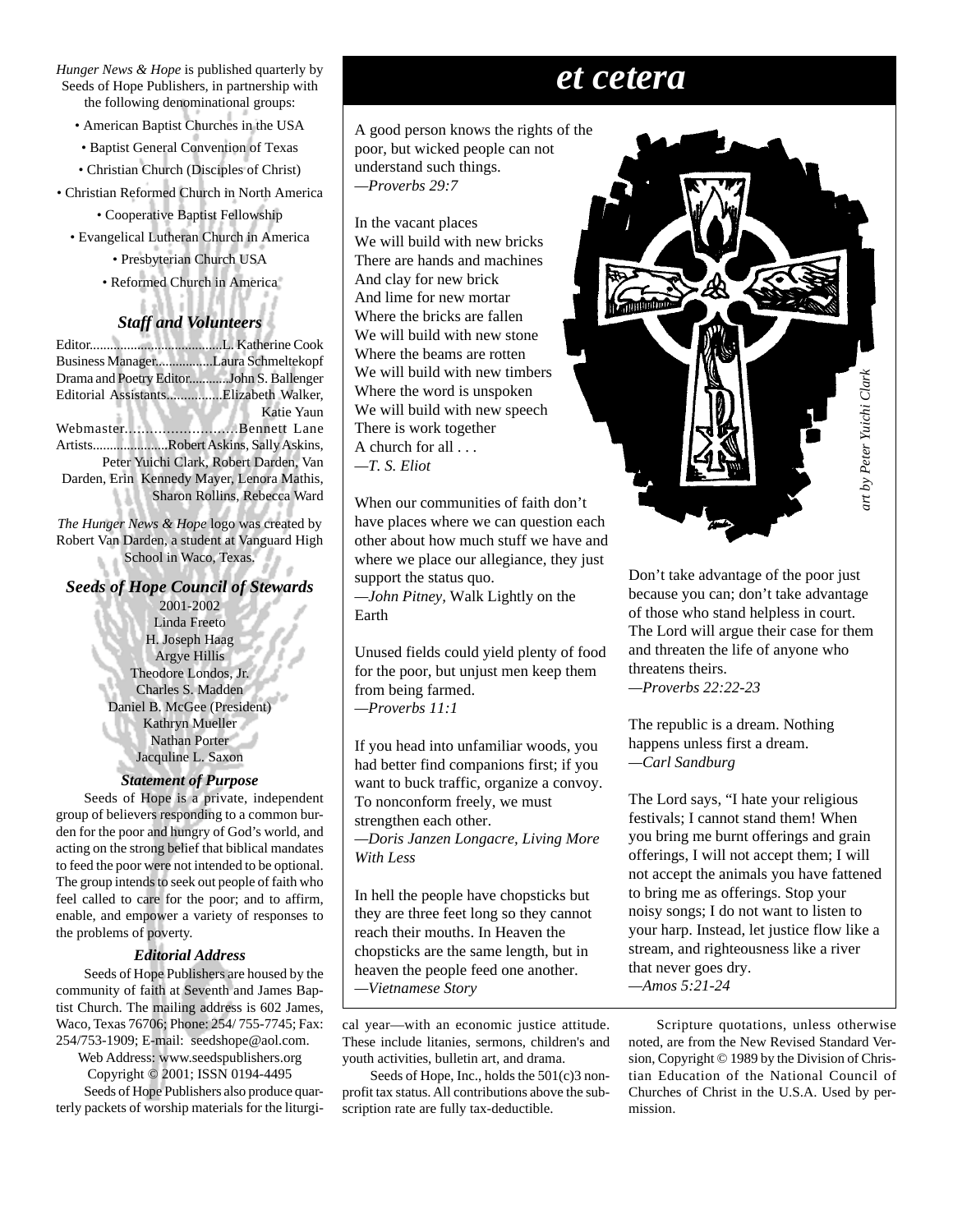*Hunger News & Hope* is published quarterly by Seeds of Hope Publishers, in partnership with the following denominational groups:

- American Baptist Churches in the USA
- Baptist General Convention of Texas
- Christian Church (Disciples of Christ)
- Christian Reformed Church in North America
- Cooperative Baptist Fellowship
- Evangelical Lutheran Church in America
- Presbyterian Church USA
- Reformed Church in America

### *Staff and Volunteers*

Editor........................................L. Katherine Cook
Business Manager.................Laura Schmeltekopf
Drama and Poetry Editor............John S. Ballenger
Editorial Assistants................Elizabeth Walker, Katie Yaun
Webmaster...........................Bennett Lane
Artists......................Robert Askins, Sally Askins, Peter Yuichi Clark, Robert Darden, Van Darden, Erin Kennedy Mayer, Lenora Mathis, Sharon Rollins, Rebecca Ward

*The Hunger News & Hope* logo was created by Robert Van Darden, a student at Vanguard High School in Waco, Texas.

### *Seeds of Hope Council of Stewards*

2001-2002
Linda Freeto
H. Joseph Haag
Argye Hillis
Theodore Londos, Jr.
Charles S. Madden
Daniel B. McGee (President)
Kathryn Mueller
Nathan Porter
Jacquline L. Saxon

#### *Statement of Purpose*

Seeds of Hope is a private, independent group of believers responding to a common burden for the poor and hungry of God's world, and acting on the strong belief that biblical mandates to feed the poor were not intended to be optional. The group intends to seek out people of faith who feel called to care for the poor; and to affirm, enable, and empower a variety of responses to the problems of poverty.

#### *Editorial Address*

Seeds of Hope Publishers are housed by the community of faith at Seventh and James Baptist Church. The mailing address is 602 James, Waco, Texas 76706; Phone: 254/ 755-7745; Fax: 254/753-1909; E-mail: seedshope@aol.com.

Web Address: www.seedspublishers.org
Copyright © 2001; ISSN 0194-4495

Seeds of Hope Publishers also produce quarterly packets of worship materials for the liturgical year—with an economic justice attitude. These include litanies, sermons, children's and youth activities, bulletin art, and drama.

Seeds of Hope, Inc., holds the 501(c)3 non-profit tax status. All contributions above the subscription rate are fully tax-deductible.

Scripture quotations, unless otherwise noted, are from the New Revised Standard Version, Copyright © 1989 by the Division of Christian Education of the National Council of Churches of Christ in the U.S.A. Used by permission.

# *et cetera*

A good person knows the rights of the poor, but wicked people can not understand such things.
—*Proverbs 29:7*

In the vacant places
We will build with new bricks
There are hands and machines
And clay for new brick
And lime for new mortar
Where the bricks are fallen
We will build with new stone
Where the beams are rotten
We will build with new timbers
Where the word is unspoken
We will build with new speech
There is work together
A church for all . . .
—*T. S. Eliot*

When our communities of faith don't have places where we can question each other about how much stuff we have and where we place our allegiance, they just support the status quo.
—*John Pitney,* Walk Lightly on the Earth

Unused fields could yield plenty of food for the poor, but unjust men keep them from being farmed.
—*Proverbs 11:1*

If you head into unfamiliar woods, you had better find companions first; if you want to buck traffic, organize a convoy. To nonconform freely, we must strengthen each other.
—*Doris Janzen Longacre, Living More With Less*

In hell the people have chopsticks but they are three feet long so they cannot reach their mouths. In Heaven the chopsticks are the same length, but in heaven the people feed one another.
—*Vietnamese Story*

*art by Peter Yuichi Clark*

Don't take advantage of the poor just because you can; don't take advantage of those who stand helpless in court. The Lord will argue their case for them and threaten the life of anyone who threatens theirs.
—*Proverbs 22:22-23*

The republic is a dream. Nothing happens unless first a dream.
—*Carl Sandburg*

The Lord says, "I hate your religious festivals; I cannot stand them! When you bring me burnt offerings and grain offerings, I will not accept them; I will not accept the animals you have fattened to bring me as offerings. Stop your noisy songs; I do not want to listen to your harp. Instead, let justice flow like a stream, and righteousness like a river that never goes dry.
—*Amos 5:21-24*